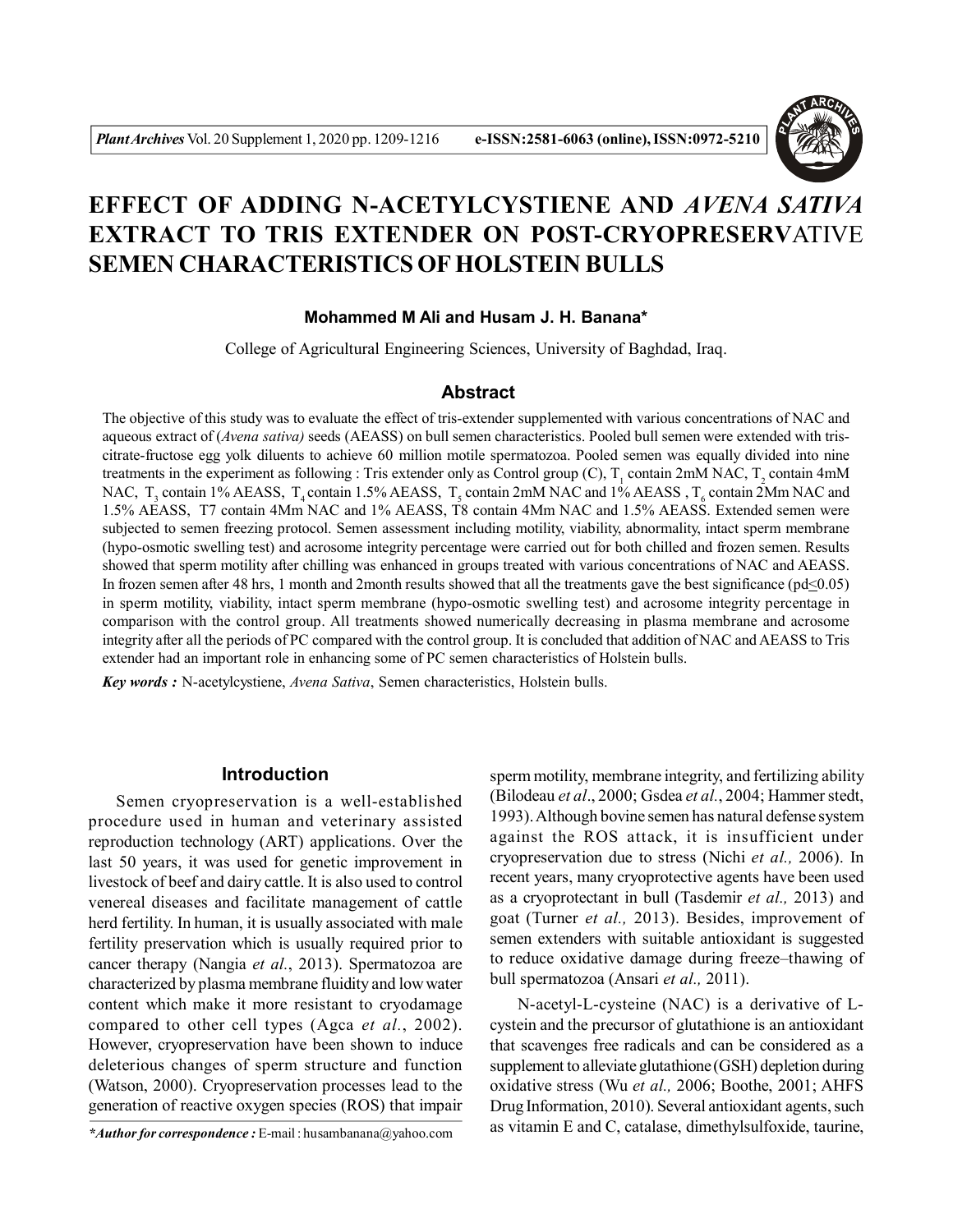# EFFECT OF ADDING N-ACETYLCYSTIENE AND *AVENA SATIVA* EXTRACT TO TRIS EXTENDER ON POST-CRYOPRESERVATIVE SEMEN CHARACTERISTICS OF HOLSTEIN BULLS

**Mohammed M Ali and Husam J. H. Banana***

College of Agricultural Engineering Sciences, University of Baghdad, Iraq.

## Abstract

The objective of this study was to evaluate the effect of tris-extender supplemented with various concentrations of NAC and aqueous extract of (*Avena sativa)* seeds (AEASS) on bull semen characteristics. Pooled bull semen were extended with tris-citrate-fructose egg yolk diluents to achieve 60 million motile spermatozoa. Pooled semen was equally divided into nine treatments in the experiment as following : Tris extender only as Control group (C), $T_1$ contain 2mM NAC, $T_2$ contain 4mM NAC, $T_3$ contain 1% AEASS, $T_4$ contain 1.5% AEASS, $T_5$ contain 2mM NAC and 1% AEASS , $T_6$ contain 2Mm NAC and 1.5% AEASS, T7 contain 4Mm NAC and 1% AEASS, T8 contain 4Mm NAC and 1.5% AEASS. Extended semen were subjected to semen freezing protocol. Semen assessment including motility, viability, abnormality, intact sperm membrane (hypo-osmotic swelling test) and acrosome integrity percentage were carried out for both chilled and frozen semen. Results showed that sperm motility after chilling was enhanced in groups treated with various concentrations of NAC and AEASS. In frozen semen after 48 hrs, 1 month and 2month results showed that all the treatments gave the best significance ($pd \leq 0.05$) in sperm motility, viability, intact sperm membrane (hypo-osmotic swelling test) and acrosome integrity percentage in comparison with the control group. All treatments showed numerically decreasing in plasma membrane and acrosome integrity after all the periods of PC compared with the control group. It is concluded that addition of NAC and AEASS to Tris extender had an important role in enhancing some of PC semen characteristics of Holstein bulls.

***Key words :*** N-acetylcystiene, *Avena Sativa*, Semen characteristics, Holstein bulls.

## Introduction

Semen cryopreservation is a well-established procedure used in human and veterinary assisted reproduction technology (ART) applications. Over the last 50 years, it was used for genetic improvement in livestock of beef and dairy cattle. It is also used to control venereal diseases and facilitate management of cattle herd fertility. In human, it is usually associated with male fertility preservation which is usually required prior to cancer therapy (Nangia *et al.*, 2013). Spermatozoa are characterized by plasma membrane fluidity and low water content which make it more resistant to cryodamage compared to other cell types (Agca *et al.*, 2002). However, cryopreservation have been shown to induce deleterious changes of sperm structure and function (Watson, 2000). Cryopreservation processes lead to the generation of reactive oxygen species (ROS) that impair sperm motility, membrane integrity, and fertilizing ability (Bilodeau *et al*., 2000; Gsdea *et al.*, 2004; Hammer stedt, 1993). Although bovine semen has natural defense system against the ROS attack, it is insufficient under cryopreservation due to stress (Nichi *et al.,* 2006). In recent years, many cryoprotective agents have been used as a cryoprotectant in bull (Tasdemir *et al.,* 2013) and goat (Turner *et al.,* 2013). Besides, improvement of semen extenders with suitable antioxidant is suggested to reduce oxidative damage during freeze–thawing of bull spermatozoa (Ansari *et al.,* 2011).

N-acetyl-L-cysteine (NAC) is a derivative of L-cystein and the precursor of glutathione is an antioxidant that scavenges free radicals and can be considered as a supplement to alleviate glutathione (GSH) depletion during oxidative stress (Wu *et al.,* 2006; Boothe, 2001; AHFS Drug Information, 2010). Several antioxidant agents, such as vitamin E and C, catalase, dimethylsulfoxide, taurine,

**Author for correspondence :* E-mail : husambanana@yahoo.com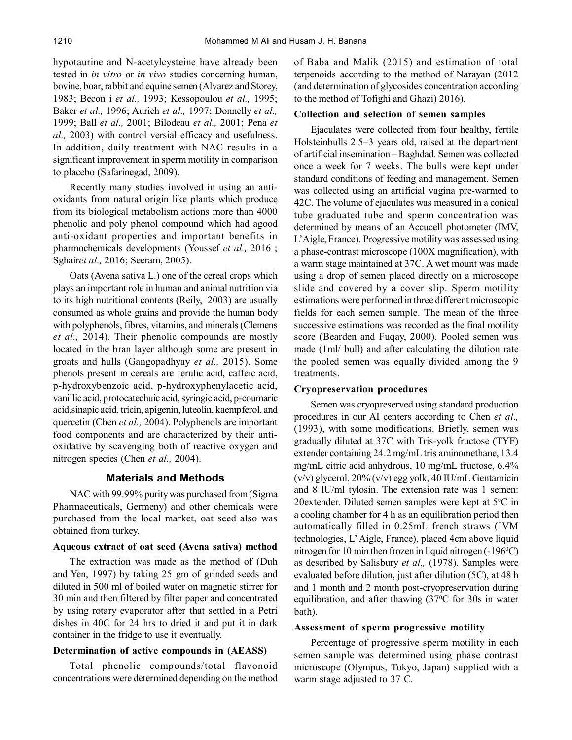hypotaurine and N-acetylcysteine have already been tested in *in vitro* or *in vivo* studies concerning human, bovine, boar, rabbit and equine semen (Alvarez and Storey, 1983; Becon i *et al.,* 1993; Kessopoulou *et al.,* 1995; Baker *et al.,* 1996; Aurich *et al.,* 1997; Donnelly *et al.,* 1999; Ball *et al.,* 2001; Bilodeau *et al.,* 2001; Pena *et al.,* 2003) with control versial efficacy and usefulness. In addition, daily treatment with NAC results in a significant improvement in sperm motility in comparison to placebo (Safarinegad, 2009).

Recently many studies involved in using an anti-oxidants from natural origin like plants which produce from its biological metabolism actions more than 4000 phenolic and poly phenol compound which had agood anti-oxidant properties and important benefits in pharmochemicals developments (Youssef *et al.,* 2016 ; Sghair*et al.,* 2016; Seeram, 2005).

Oats (Avena sativa L.) one of the cereal crops which plays an important role in human and animal nutrition via to its high nutritional contents (Reily, 2003) are usually consumed as whole grains and provide the human body with polyphenols, fibres, vitamins, and minerals (Clemens *et al.,* 2014). Their phenolic compounds are mostly located in the bran layer although some are present in groats and hulls (Gangopadhyay *et al.,* 2015). Some phenols present in cereals are ferulic acid, caffeic acid, p-hydroxybenzoic acid, p-hydroxyphenylacetic acid, vanillic acid, protocatechuic acid, syringic acid, p-coumaric acid,sinapic acid, tricin, apigenin, luteolin, kaempferol, and quercetin (Chen *et al.,* 2004). Polyphenols are important food components and are characterized by their anti-oxidative by scavenging both of reactive oxygen and nitrogen species (Chen *et al.,* 2004).

## Materials and Methods

NAC with 99.99% purity was purchased from (Sigma Pharmaceuticals, Germeny) and other chemicals were purchased from the local market, oat seed also was obtained from turkey.

### Aqueous extract of oat seed (Avena sativa) method

The extraction was made as the method of (Duh and Yen, 1997) by taking 25 gm of grinded seeds and diluted in 500 ml of boiled water on magnetic stirrer for 30 min and then filtered by filter paper and concentrated by using rotary evaporator after that settled in a Petri dishes in 40C for 24 hrs to dried it and put it in dark container in the fridge to use it eventually.

### Determination of active compounds in (AEASS)

Total phenolic compounds/total flavonoid concentrations were determined depending on the method of Baba and Malik (2015) and estimation of total terpenoids according to the method of Narayan (2012 (and determination of glycosides concentration according to the method of Tofighi and Ghazi) 2016).

### Collection and selection of semen samples

Ejaculates were collected from four healthy, fertile Holsteinbulls 2.5–3 years old, raised at the department of artificial insemination – Baghdad. Semen was collected once a week for 7 weeks. The bulls were kept under standard conditions of feeding and management. Semen was collected using an artificial vagina pre-warmed to 42C. The volume of ejaculates was measured in a conical tube graduated tube and sperm concentration was determined by means of an Accucell photometer (IMV, L'Aigle, France). Progressive motility was assessed using a phase-contrast microscope (100X magnification), with a warm stage maintained at 37C. A wet mount was made using a drop of semen placed directly on a microscope slide and covered by a cover slip. Sperm motility estimations were performed in three different microscopic fields for each semen sample. The mean of the three successive estimations was recorded as the final motility score (Bearden and Fuqay, 2000). Pooled semen was made (1ml/ bull) and after calculating the dilution rate the pooled semen was equally divided among the 9 treatments.

### Cryopreservation procedures

Semen was cryopreserved using standard production procedures in our AI centers according to Chen *et al.,* (1993), with some modifications. Briefly, semen was gradually diluted at 37C with Tris-yolk fructose (TYF) extender containing 24.2 mg/mL tris aminomethane, 13.4 mg/mL citric acid anhydrous, 10 mg/mL fructose, 6.4% (v/v) glycerol, 20% (v/v) egg yolk, 40 IU/mL Gentamicin and 8 IU/ml tylosin. The extension rate was 1 semen: 20extender. Diluted semen samples were kept at $5^0$C in a cooling chamber for 4 h as an equilibration period then automatically filled in 0.25mL french straws (IVM technologies, L'Aigle, France), placed 4cm above liquid nitrogen for 10 min then frozen in liquid nitrogen (-$196^0$C) as described by Salisbury *et al.,* (1978). Samples were evaluated before dilution, just after dilution (5C), at 48 h and 1 month and 2 month post-cryopreservation during equilibration, and after thawing ($37^0$C for 30s in water bath).

### Assessment of sperm progressive motility

Percentage of progressive sperm motility in each semen sample was determined using phase contrast microscope (Olympus, Tokyo, Japan) supplied with a warm stage adjusted to 37 C.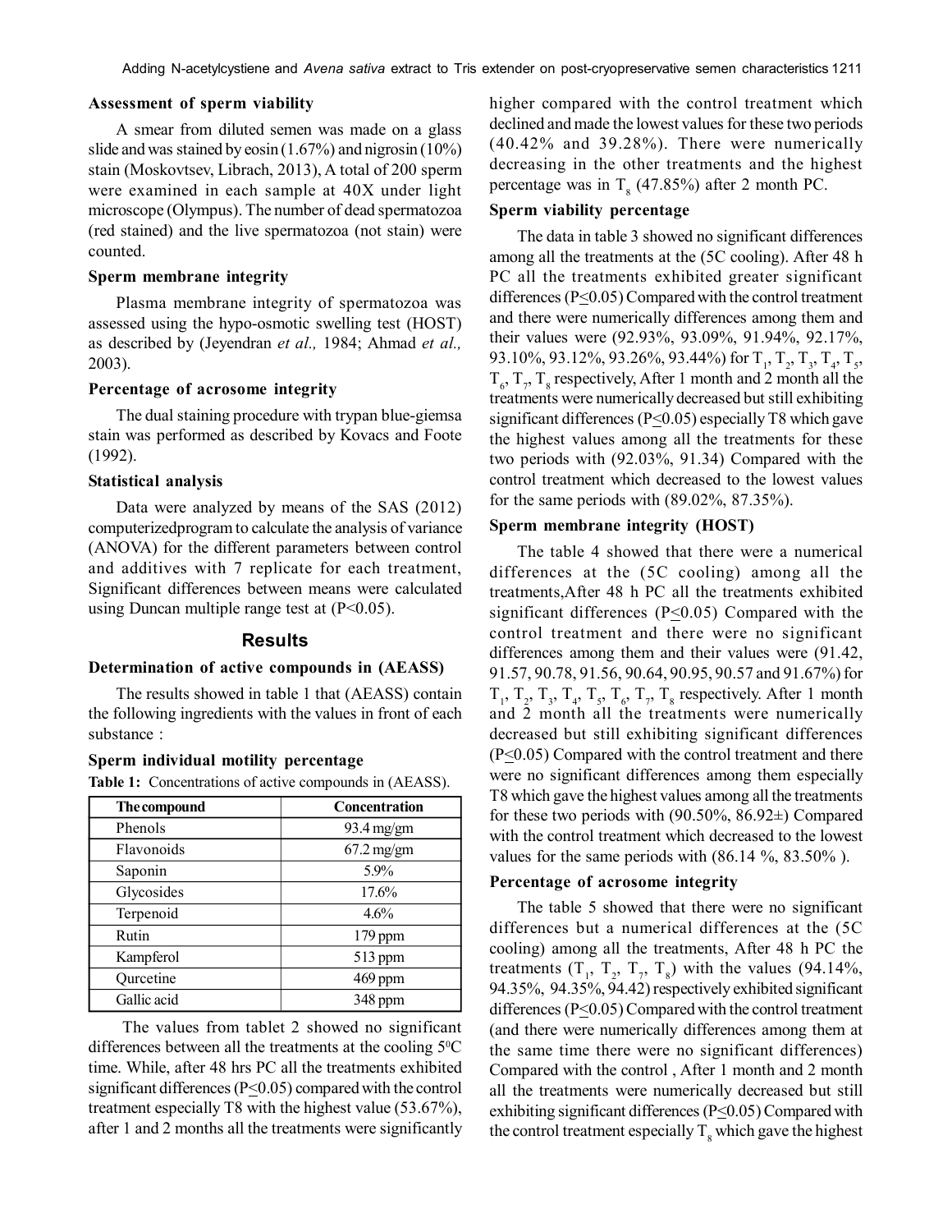### Assessment of sperm viability

A smear from diluted semen was made on a glass slide and was stained by eosin (1.67%) and nigrosin (10%) stain (Moskovtsev, Librach, 2013), A total of 200 sperm were examined in each sample at 40X under light microscope (Olympus). The number of dead spermatozoa (red stained) and the live spermatozoa (not stain) were counted.

### Sperm membrane integrity

Plasma membrane integrity of spermatozoa was assessed using the hypo-osmotic swelling test (HOST) as described by (Jeyendran *et al.,* 1984; Ahmad *et al.,* 2003).

### Percentage of acrosome integrity

The dual staining procedure with trypan blue-giemsa stain was performed as described by Kovacs and Foote (1992).

### Statistical analysis

Data were analyzed by means of the SAS (2012) computerizedprogram to calculate the analysis of variance (ANOVA) for the different parameters between control and additives with 7 replicate for each treatment, Significant differences between means were calculated using Duncan multiple range test at ($P<0.05$).

## Results

### Determination of active compounds in (AEASS)

The results showed in table 1 that (AEASS) contain the following ingredients with the values in front of each substance :

### Sperm individual motility percentage

**Table 1:** Concentrations of active compounds in (AEASS).

| The compound | Concentration |
|---|---|
| Phenols | 93.4 mg/gm |
| Flavonoids | 67.2 mg/gm |
| Saponin | 5.9% |
| Glycosides | 17.6% |
| Terpenoid | 4.6% |
| Rutin | 179 ppm |
| Kampferol | 513 ppm |
| Qurcetine | 469 ppm |
| Gallic acid | 348 ppm |

The values from tablet 2 showed no significant differences between all the treatments at the cooling 5$^0$C time. While, after 48 hrs PC all the treatments exhibited significant differences ($P\leq0.05$) compared with the control treatment especially T8 with the highest value (53.67%), after 1 and 2 months all the treatments were significantly higher compared with the control treatment which declined and made the lowest values for these two periods (40.42% and 39.28%). There were numerically decreasing in the other treatments and the highest percentage was in $T_8$ (47.85%) after 2 month PC.

### Sperm viability percentage

The data in table 3 showed no significant differences among all the treatments at the (5C cooling). After 48 h PC all the treatments exhibited greater significant differences ($P\leq0.05$) Compared with the control treatment and there were numerically differences among them and their values were (92.93%, 93.09%, 91.94%, 92.17%, 93.10%, 93.12%, 93.26%, 93.44%) for $T_1$, $T_2$, $T_3$, $T_4$, $T_5$, $T_6$, $T_7$, $T_8$ respectively, After 1 month and 2 month all the treatments were numerically decreased but still exhibiting significant differences ($P\leq0.05$) especially T8 which gave the highest values among all the treatments for these two periods with (92.03%, 91.34) Compared with the control treatment which decreased to the lowest values for the same periods with (89.02%, 87.35%).

### Sperm membrane integrity (HOST)

The table 4 showed that there were a numerical differences at the (5C cooling) among all the treatments,After 48 h PC all the treatments exhibited significant differences ($P\leq0.05$) Compared with the control treatment and there were no significant differences among them and their values were (91.42, 91.57, 90.78, 91.56, 90.64, 90.95, 90.57 and 91.67%) for $T_1$, $T_2$, $T_3$, $T_4$, $T_5$, $T_6$, $T_7$, $T_8$ respectively. After 1 month and 2 month all the treatments were numerically decreased but still exhibiting significant differences ($P\leq0.05$) Compared with the control treatment and there were no significant differences among them especially T8 which gave the highest values among all the treatments for these two periods with (90.50%, 86.92±) Compared with the control treatment which decreased to the lowest values for the same periods with (86.14 %, 83.50% ).

### Percentage of acrosome integrity

The table 5 showed that there were no significant differences but a numerical differences at the (5C cooling) among all the treatments, After 48 h PC the treatments ($T_1$, $T_2$, $T_7$, $T_8$) with the values (94.14%, 94.35%, 94.35%, 94.42) respectively exhibited significant differences ($P\leq0.05$) Compared with the control treatment (and there were numerically differences among them at the same time there were no significant differences) Compared with the control , After 1 month and 2 month all the treatments were numerically decreased but still exhibiting significant differences ($P\leq0.05$) Compared with the control treatment especially $T_8$ which gave the highest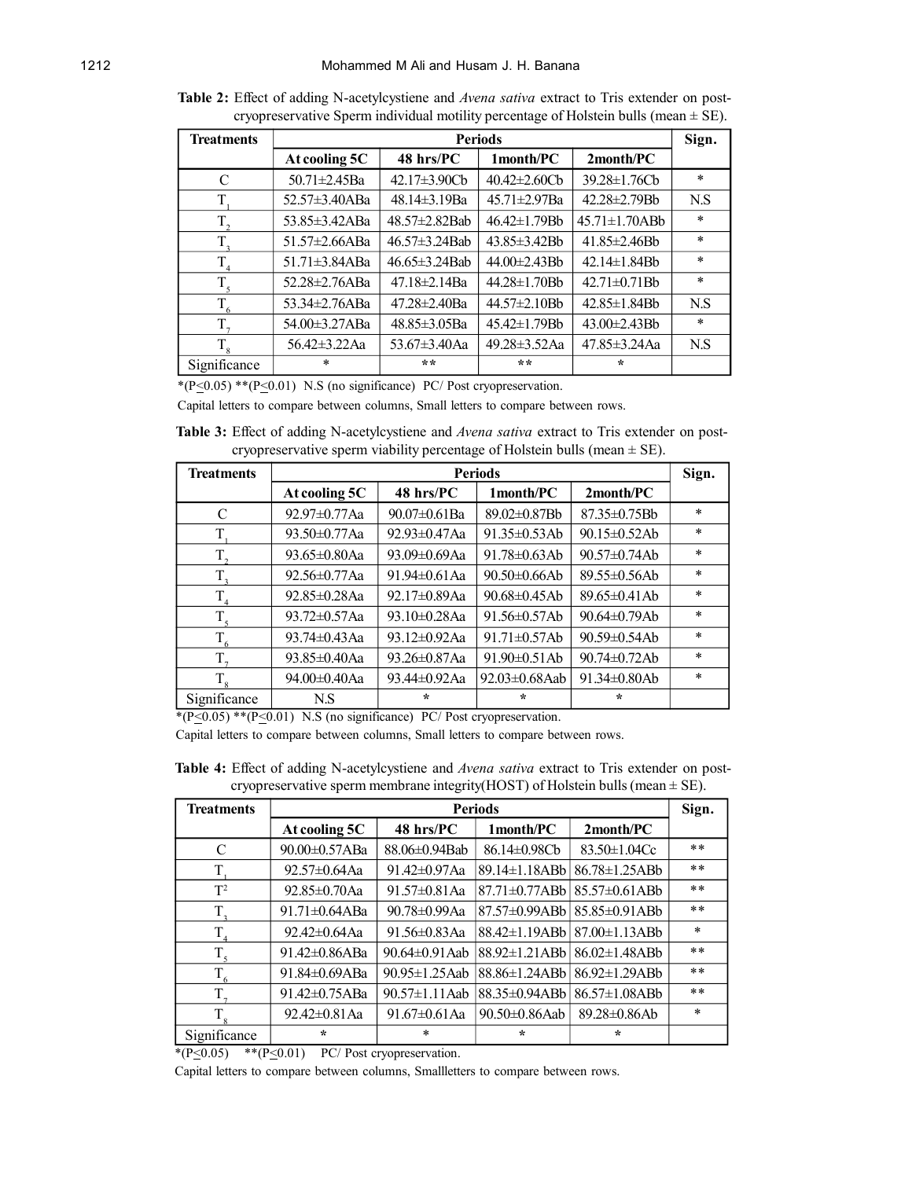**Table 2:** Effect of adding N-acetylcystiene and *Avena sativa* extract to Tris extender on post-cryopreservative Sperm individual motility percentage of Holstein bulls (mean ± SE).

| Treatments | Periods | | | | Sign. |
|---|---|---|---|---|---|
| | At cooling 5C | 48 hrs/PC | 1month/PC | 2month/PC | |
| C | 50.71±2.45Ba | 42.17±3.90Cb | 40.42±2.60Cb | 39.28±1.76Cb | * |
| $T_1$ | 52.57±3.40ABa | 48.14±3.19Ba | 45.71±2.97Ba | 42.28±2.79Bb | N.S |
| $T_2$ | 53.85±3.42ABa | 48.57±2.82Bab | 46.42±1.79Bb | 45.71±1.70ABb | * |
| $T_3$ | 51.57±2.66ABa | 46.57±3.24Bab | 43.85±3.42Bb | 41.85±2.46Bb | * |
| $T_4$ | 51.71±3.84ABa | 46.65±3.24Bab | 44.00±2.43Bb | 42.14±1.84Bb | * |
| $T_5$ | 52.28±2.76ABa | 47.18±2.14Ba | 44.28±1.70Bb | 42.71±0.71Bb | * |
| $T_6$ | 53.34±2.76ABa | 47.28±2.40Ba | 44.57±2.10Bb | 42.85±1.84Bb | N.S |
| $T_7$ | 54.00±3.27ABa | 48.85±3.05Ba | 45.42±1.79Bb | 43.00±2.43Bb | * |
| $T_8$ | 56.42±3.22Aa | 53.67±3.40Aa | 49.28±3.52Aa | 47.85±3.24Aa | N.S |
| Significance | * | ** | ** | * | |

*(P≤0.05) **(P≤0.01) N.S (no significance) PC/ Post cryopreservation.

Capital letters to compare between columns, Small letters to compare between rows.

**Table 3:** Effect of adding N-acetylcystiene and *Avena sativa* extract to Tris extender on post-cryopreservative sperm viability percentage of Holstein bulls (mean ± SE).

| Treatments | Periods | | | | Sign. |
|---|---|---|---|---|---|
| | At cooling 5C | 48 hrs/PC | 1month/PC | 2month/PC | |
| C | 92.97±0.77Aa | 90.07±0.61Ba | 89.02±0.87Bb | 87.35±0.75Bb | * |
| $T_1$ | 93.50±0.77Aa | 92.93±0.47Aa | 91.35±0.53Ab | 90.15±0.52Ab | * |
| $T_2$ | 93.65±0.80Aa | 93.09±0.69Aa | 91.78±0.63Ab | 90.57±0.74Ab | * |
| $T_3$ | 92.56±0.77Aa | 91.94±0.61Aa | 90.50±0.66Ab | 89.55±0.56Ab | * |
| $T_4$ | 92.85±0.28Aa | 92.17±0.89Aa | 90.68±0.45Ab | 89.65±0.41Ab | * |
| $T_5$ | 93.72±0.57Aa | 93.10±0.28Aa | 91.56±0.57Ab | 90.64±0.79Ab | * |
| $T_6$ | 93.74±0.43Aa | 93.12±0.92Aa | 91.71±0.57Ab | 90.59±0.54Ab | * |
| $T_7$ | 93.85±0.40Aa | 93.26±0.87Aa | 91.90±0.51Ab | 90.74±0.72Ab | * |
| $T_8$ | 94.00±0.40Aa | 93.44±0.92Aa | 92.03±0.68Aab | 91.34±0.80Ab | * |
| Significance | N.S | * | * | * | |

*(P≤0.05) **(P≤0.01) N.S (no significance) PC/ Post cryopreservation.

Capital letters to compare between columns, Small letters to compare between rows.

**Table 4:** Effect of adding N-acetylcystiene and *Avena sativa* extract to Tris extender on post-cryopreservative sperm membrane integrity(HOST) of Holstein bulls (mean ± SE).

| Treatments | Periods | | | | Sign. |
|---|---|---|---|---|---|
| | At cooling 5C | 48 hrs/PC | 1month/PC | 2month/PC | |
| C | 90.00±0.57ABa | 88.06±0.94Bab | 86.14±0.98Cb | 83.50±1.04Cc | ** |
| $T_1$ | 92.57±0.64Aa | 91.42±0.97Aa | 89.14±1.18ABb | 86.78±1.25ABb | ** |
| $T^2$ | 92.85±0.70Aa | 91.57±0.81Aa | 87.71±0.77ABb | 85.57±0.61ABb | ** |
| $T_3$ | 91.71±0.64ABa | 90.78±0.99Aa | 87.57±0.99ABb | 85.85±0.91ABb | ** |
| $T_4$ | 92.42±0.64Aa | 91.56±0.83Aa | 88.42±1.19ABb | 87.00±1.13ABb | * |
| $T_5$ | 91.42±0.86ABa | 90.64±0.91Aab | 88.92±1.21ABb | 86.02±1.48ABb | ** |
| $T_6$ | 91.84±0.69ABa | 90.95±1.25Aab | 88.86±1.24ABb | 86.92±1.29ABb | ** |
| $T_7$ | 91.42±0.75ABa | 90.57±1.11Aab | 88.35±0.94ABb | 86.57±1.08ABb | ** |
| $T_8$ | 92.42±0.81Aa | 91.67±0.61Aa | 90.50±0.86Aab | 89.28±0.86Ab | * |
| Significance | * | * | * | * | |

*(P≤0.05) **(P≤0.01) PC/ Post cryopreservation.

Capital letters to compare between columns, Smallletters to compare between rows.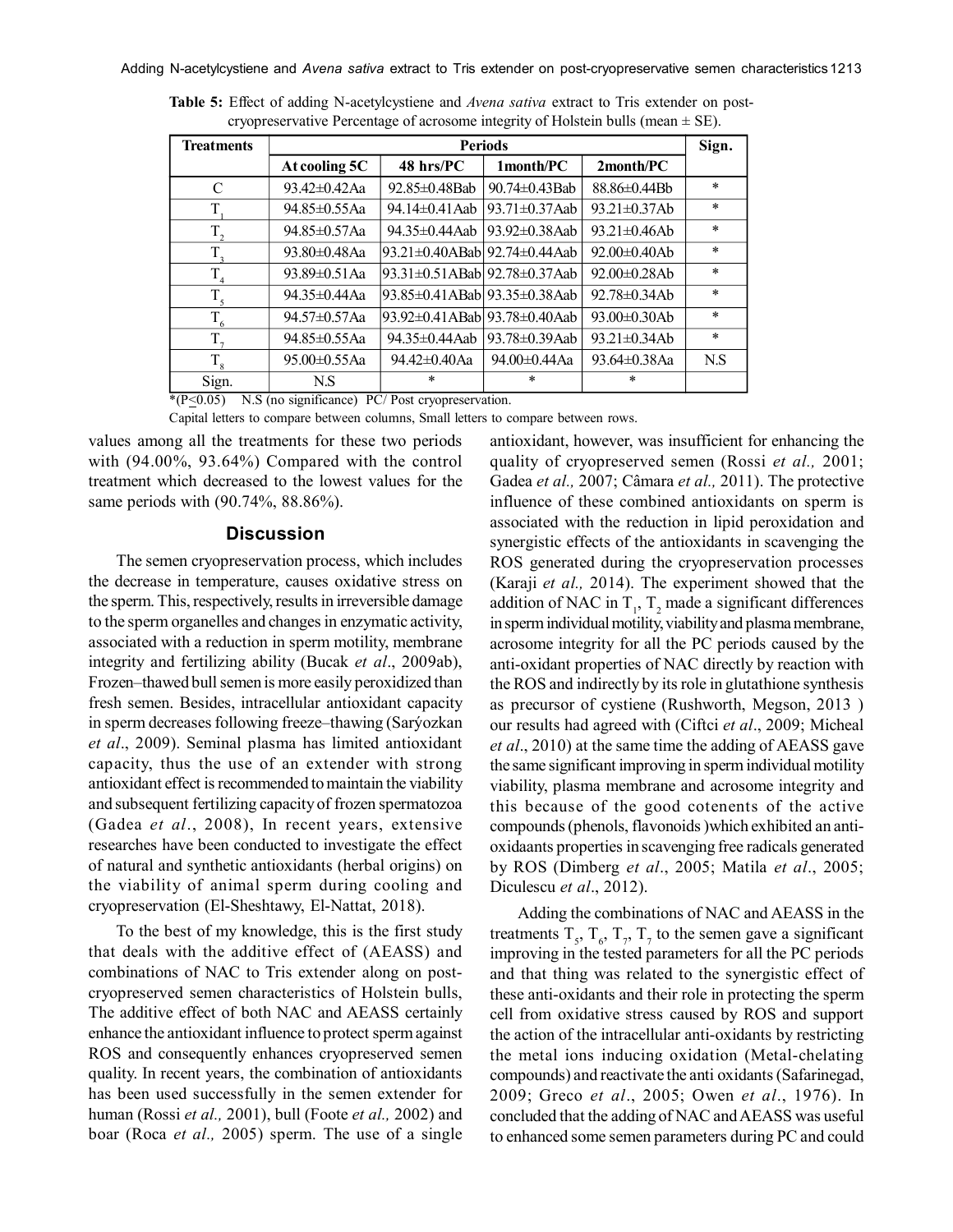**Table 5:** Effect of adding N-acetylcystiene and *Avena sativa* extract to Tris extender on post-cryopreservative Percentage of acrosome integrity of Holstein bulls (mean ± SE).

| Treatments | Periods | | | | Sign. |
|---|---|---|---|---|---|
| | At cooling 5C | 48 hrs/PC | 1month/PC | 2month/PC | |
| C | 93.42±0.42Aa | 92.85±0.48Bab | 90.74±0.43Bab | 88.86±0.44Bb | * |
| $T_1$ | 94.85±0.55Aa | 94.14±0.41Aab | 93.71±0.37Aab | 93.21±0.37Ab | * |
| $T_2$ | 94.85±0.57Aa | 94.35±0.44Aab | 93.92±0.38Aab | 93.21±0.46Ab | * |
| $T_3$ | 93.80±0.48Aa | 93.21±0.40ABab | 92.74±0.44Aab | 92.00±0.40Ab | * |
| $T_4$ | 93.89±0.51Aa | 93.31±0.51ABab | 92.78±0.37Aab | 92.00±0.28Ab | * |
| $T_5$ | 94.35±0.44Aa | 93.85±0.41ABab | 93.35±0.38Aab | 92.78±0.34Ab | * |
| $T_6$ | 94.57±0.57Aa | 93.92±0.41ABab | 93.78±0.40Aab | 93.00±0.30Ab | * |
| $T_7$ | 94.85±0.55Aa | 94.35±0.44Aab | 93.78±0.39Aab | 93.21±0.34Ab | * |
| $T_8$ | 95.00±0.55Aa | 94.42±0.40Aa | 94.00±0.44Aa | 93.64±0.38Aa | N.S |
| Sign. | N.S | * | * | * | |

*($P \leq 0.05$) N.S (no significance) PC/ Post cryopreservation.

Capital letters to compare between columns, Small letters to compare between rows.

values among all the treatments for these two periods with (94.00%, 93.64%) Compared with the control treatment which decreased to the lowest values for the same periods with (90.74%, 88.86%).

## Discussion

The semen cryopreservation process, which includes the decrease in temperature, causes oxidative stress on the sperm. This, respectively, results in irreversible damage to the sperm organelles and changes in enzymatic activity, associated with a reduction in sperm motility, membrane integrity and fertilizing ability (Bucak *et al*., 2009ab), Frozen–thawed bull semen is more easily peroxidized than fresh semen. Besides, intracellular antioxidant capacity in sperm decreases following freeze–thawing (Sarýozkan *et al*., 2009). Seminal plasma has limited antioxidant capacity, thus the use of an extender with strong antioxidant effect is recommended to maintain the viability and subsequent fertilizing capacity of frozen spermatozoa (Gadea *et al*., 2008), In recent years, extensive researches have been conducted to investigate the effect of natural and synthetic antioxidants (herbal origins) on the viability of animal sperm during cooling and cryopreservation (El-Sheshtawy, El-Nattat, 2018).

To the best of my knowledge, this is the first study that deals with the additive effect of (AEASS) and combinations of NAC to Tris extender along on post-cryopreserved semen characteristics of Holstein bulls, The additive effect of both NAC and AEASS certainly enhance the antioxidant influence to protect sperm against ROS and consequently enhances cryopreserved semen quality. In recent years, the combination of antioxidants has been used successfully in the semen extender for human (Rossi *et al.,* 2001), bull (Foote *et al.,* 2002) and boar (Roca *et al.,* 2005) sperm. The use of a single antioxidant, however, was insufficient for enhancing the quality of cryopreserved semen (Rossi *et al.,* 2001; Gadea *et al.,* 2007; Câmara *et al.,* 2011). The protective influence of these combined antioxidants on sperm is associated with the reduction in lipid peroxidation and synergistic effects of the antioxidants in scavenging the ROS generated during the cryopreservation processes (Karaji *et al.,* 2014). The experiment showed that the addition of NAC in $T_1$, $T_2$ made a significant differences in sperm individual motility, viability and plasma membrane, acrosome integrity for all the PC periods caused by the anti-oxidant properties of NAC directly by reaction with the ROS and indirectly by its role in glutathione synthesis as precursor of cystiene (Rushworth, Megson, 2013 ) our results had agreed with (Ciftci *et al*., 2009; Micheal *et al*., 2010) at the same time the adding of AEASS gave the same significant improving in sperm individual motility viability, plasma membrane and acrosome integrity and this because of the good cotenents of the active compounds (phenols, flavonoids )which exhibited an anti-oxidaants properties in scavenging free radicals generated by ROS (Dimberg *et al*., 2005; Matila *et al*., 2005; Diculescu *et al*., 2012).

Adding the combinations of NAC and AEASS in the treatments $T_5$, $T_6$, $T_7$, $T_7$ to the semen gave a significant improving in the tested parameters for all the PC periods and that thing was related to the synergistic effect of these anti-oxidants and their role in protecting the sperm cell from oxidative stress caused by ROS and support the action of the intracellular anti-oxidants by restricting the metal ions inducing oxidation (Metal-chelating compounds) and reactivate the anti oxidants (Safarinegad, 2009; Greco *et al*., 2005; Owen *et al*., 1976). In concluded that the adding of NAC and AEASS was useful to enhanced some semen parameters during PC and could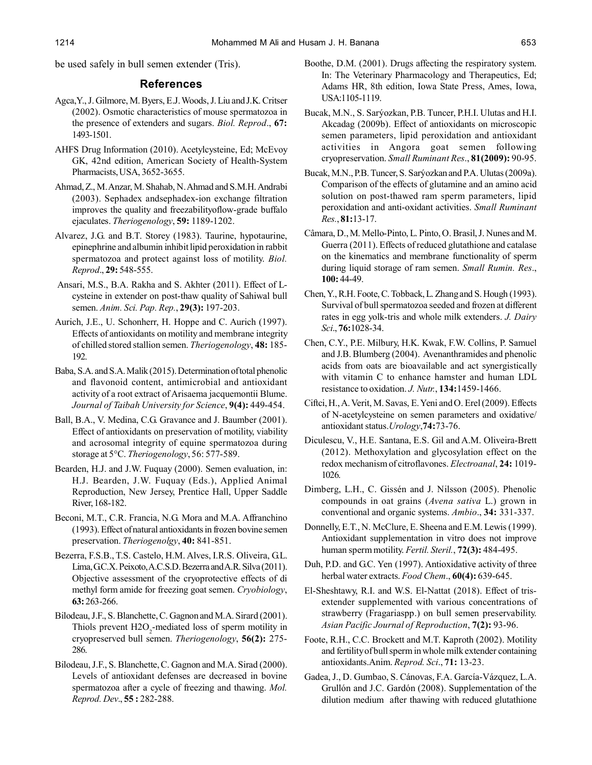be used safely in bull semen extender (Tris).

## References

Agca,Y., J. Gilmore, M. Byers, E.J. Woods, J. Liu and J.K. Critser (2002). Osmotic characteristics of mouse spermatozoa in the presence of extenders and sugars. *Biol. Reprod*., **67:** 1493-1501.

AHFS Drug Information (2010). Acetylcysteine, Ed; McEvoy GK, 42nd edition, American Society of Health-System Pharmacists, USA, 3652-3655.

Ahmad, Z., M. Anzar, M. Shahab, N. Ahmad and S.M.H. Andrabi (2003). Sephadex andsephadex-ion exchange filtration improves the quality and freezabilityoflow-grade buffalo ejaculates. *Theriogenology*, **59:** 1189-1202.

Alvarez, J.G. and B.T. Storey (1983). Taurine, hypotaurine, epinephrine and albumin inhibit lipid peroxidation in rabbit spermatozoa and protect against loss of motility. *Biol. Reprod*., **29:** 548-555.

Ansari, M.S., B.A. Rakha and S. Akhter (2011). Effect of L-cysteine in extender on post-thaw quality of Sahiwal bull semen. *Anim. Sci. Pap. Rep.*, **29(3):** 197-203.

Aurich, J.E., U. Schonherr, H. Hoppe and C. Aurich (1997). Effects of antioxidants on motility and membrane integrity of chilled stored stallion semen. *Theriogenology*, **48:** 185-192.

Baba, S.A. and S.A. Malik (2015). Determination of total phenolic and flavonoid content, antimicrobial and antioxidant activity of a root extract of Arisaema jacquemontii Blume. *Journal of Taibah University for Science*, **9(4):** 449-454.

Ball, B.A., V. Medina, C.G. Gravance and J. Baumber (2001). Effect of antioxidants on preservation of motility, viability and acrosomal integrity of equine spermatozoa during storage at 5°C. *Theriogenology*, 56: 577-589.

Bearden, H.J. and J.W. Fuquay (2000). Semen evaluation, in: H.J. Bearden, J.W. Fuquay (Eds.), Applied Animal Reproduction, New Jersey, Prentice Hall, Upper Saddle River, 168-182.

Beconi, M.T., C.R. Francia, N.G. Mora and M.A. Affranchino (1993). Effect of natural antioxidants in frozen bovine semen preservation. *Theriogenolgy*, **40:** 841-851.

Bezerra, F.S.B., T.S. Castelo, H.M. Alves, I.R.S. Oliveira, G.L. Lima, G.C.X. Peixoto, A.C.S.D. Bezerra and A.R. Silva (2011). Objective assessment of the cryoprotective effects of di methyl form amide for freezing goat semen. *Cryobiology*, **63:** 263-266.

Bilodeau, J.F., S. Blanchette, C. Gagnon and M.A. Sirard (2001). Thiols prevent $H2O_2$-mediated loss of sperm motility in cryopreserved bull semen. *Theriogenology*, **56(2):** 275-286.

Bilodeau, J.F., S. Blanchette, C. Gagnon and M.A. Sirad (2000). Levels of antioxidant defenses are decreased in bovine spermatozoa after a cycle of freezing and thawing. *Mol. Reprod. Dev*., **55 :** 282-288.

Boothe, D.M. (2001). Drugs affecting the respiratory system. In: The Veterinary Pharmacology and Therapeutics, Ed; Adams HR, 8th edition, Iowa State Press, Ames, Iowa, USA:1105-1119.

Bucak, M.N., S. Sarýozkan, P.B. Tuncer, P.H.I. Ulutas and H.I. Akcadag (2009b). Effect of antioxidants on microscopic semen parameters, lipid peroxidation and antioxidant activities in Angora goat semen following cryopreservation. *Small Ruminant Res*., **81(2009):** 90-95.

Bucak, M.N., P.B. Tuncer, S. Sarýozkan and P.A. Ulutas (2009a). Comparison of the effects of glutamine and an amino acid solution on post-thawed ram sperm parameters, lipid peroxidation and anti-oxidant activities. *Small Ruminant Res.*, **81:**13-17.

Câmara, D., M. Mello-Pinto, L. Pinto, O. Brasil, J. Nunes and M. Guerra (2011). Effects of reduced glutathione and catalase on the kinematics and membrane functionality of sperm during liquid storage of ram semen. *Small Rumin. Res*., **100:** 44-49.

Chen, Y., R.H. Foote, C. Tobback, L. Zhang and S. Hough (1993). Survival of bull spermatozoa seeded and frozen at different rates in egg yolk-tris and whole milk extenders. *J. Dairy Sci*., **76:**1028-34.

Chen, C.Y., P.E. Milbury, H.K. Kwak, F.W. Collins, P. Samuel and J.B. Blumberg (2004). Avenanthramides and phenolic acids from oats are bioavailable and act synergistically with vitamin C to enhance hamster and human LDL resistance to oxidation. *J. Nutr.*, **134:**1459-1466.

Ciftci, H., A. Verit, M. Savas, E. Yeni and O. Erel (2009). Effects of N-acetylcysteine on semen parameters and oxidative/antioxidant status.*Urology*,**74:**73-76.

Diculescu, V., H.E. Santana, E.S. Gil and A.M. Oliveira-Brett (2012). Methoxylation and glycosylation effect on the redox mechanism of citroflavones. *Electroanal*, **24:** 1019-1026.

Dimberg, L.H., C. Gissén and J. Nilsson (2005). Phenolic compounds in oat grains (*Avena sativa* L.) grown in conventional and organic systems. *Ambio*., **34:** 331-337.

Donnelly, E.T., N. McClure, E. Sheena and E.M. Lewis (1999). Antioxidant supplementation in vitro does not improve human sperm motility. *Fertil. Steril.*, **72(3):** 484-495.

Duh, P.D. and G.C. Yen (1997). Antioxidative activity of three herbal water extracts. *Food Chem*., **60(4):** 639-645.

El-Sheshtawy, R.I. and W.S. El-Nattat (2018). Effect of tris-extender supplemented with various concentrations of strawberry (Fragariaspp.) on bull semen preservability. *Asian Pacific Journal of Reproduction*, **7(2):** 93-96.

Foote, R.H., C.C. Brockett and M.T. Kaproth (2002). Motility and fertility of bull sperm in whole milk extender containing antioxidants.Anim. *Reprod. Sci*., **71:** 13-23.

Gadea, J., D. Gumbao, S. Cánovas, F.A. García-Vázquez, L.A. Grullón and J.C. Gardón (2008). Supplementation of the dilution medium after thawing with reduced glutathione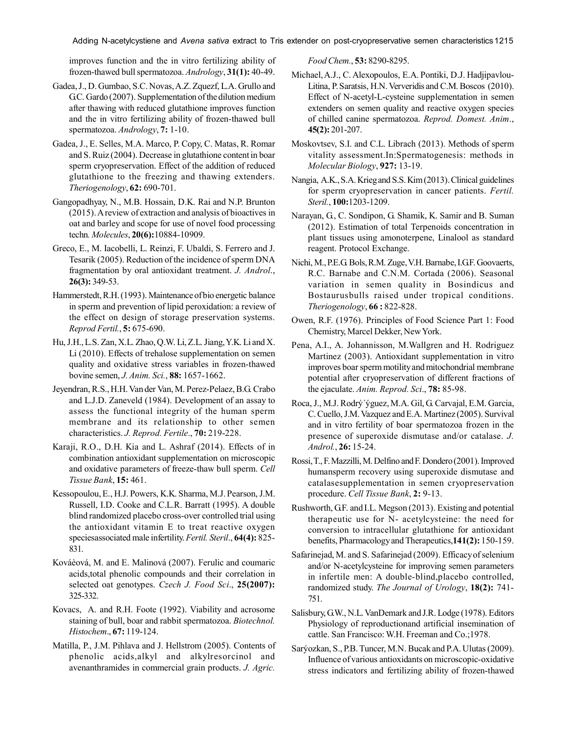improves function and the in vitro fertilizing ability of frozen-thawed bull spermatozoa. *Andrology*, **31(1):** 40-49.

Gadea, J., D. Gumbao, S.C. Novas, A.Z. Zquezf, L.A. Grullo and G.C. Gardo (2007). Supplementation of the dilution medium after thawing with reduced glutathione improves function and the in vitro fertilizing ability of frozen-thawed bull spermatozoa. *Andrology*, **7:** 1-10.

Gadea, J., E. Selles, M.A. Marco, P. Copy, C. Matas, R. Romar and S. Ruiz (2004). Decrease in glutathione content in boar sperm cryopreservation. Effect of the addition of reduced glutathione to the freezing and thawing extenders. *Theriogenology*, **62:** 690-701.

Gangopadhyay, N., M.B. Hossain, D.K. Rai and N.P. Brunton (2015). A review of extraction and analysis of bioactives in oat and barley and scope for use of novel food processing techn. *Molecules*, **20(6):**10884-10909.

Greco, E., M. Iacobelli, L. Reinzi, F. Ubaldi, S. Ferrero and J. Tesarik (2005). Reduction of the incidence of sperm DNA fragmentation by oral antioxidant treatment. *J. Androl*., **26(3):** 349-53.

Hammerstedt, R.H. (1993). Maintenance of bio energetic balance in sperm and prevention of lipid peroxidation: a review of the effect on design of storage preservation systems. *Reprod Fertil.*, **5:** 675-690.

Hu, J.H., L.S. Zan, X.L. Zhao, Q.W. Li, Z.L. Jiang, Y.K. Li and X. Li (2010). Effects of trehalose supplementation on semen quality and oxidative stress variables in frozen-thawed bovine semen, *J. Anim. Sci.*, **88:** 1657-1662.

Jeyendran, R.S., H.H. Van der Van, M. Perez-Pelaez, B.G. Crabo and L.J.D. Zaneveld (1984). Development of an assay to assess the functional integrity of the human sperm membrane and its relationship to other semen characteristics. *J. Reprod. Fertile*., **70:** 219-228.

Karaji, R.O., D.H. Kia and L. Ashraf (2014). Effects of in combination antioxidant supplementation on microscopic and oxidative parameters of freeze-thaw bull sperm. *Cell Tissue Bank*, **15:** 461.

Kessopoulou, E., H.J. Powers, K.K. Sharma, M.J. Pearson, J.M. Russell, I.D. Cooke and C.L.R. Barratt (1995). A double blind randomized placebo cross-over controlled trial using the antioxidant vitamin E to treat reactive oxygen speciesassociated male infertility. *Fertil. Steril*., **64(4):** 825-831.

Kováèová, M. and E. Malinová (2007). Ferulic and coumaric acids,total phenolic compounds and their correlation in selected oat genotypes. *Czech J. Food Sci*., **25(2007):** 325-332.

Kovacs, A. and R.H. Foote (1992). Viability and acrosome staining of bull, boar and rabbit spermatozoa. *Biotechnol. Histochem*., **67:** 119-124.

Matilla, P., J.M. Pihlava and J. Hellstrom (2005). Contents of phenolic acids,alkyl and alkylresorcinol and avenanthramides in commercial grain products. *J. Agric. Food Chem.*, **53:** 8290-8295.

Michael, A.J., C. Alexopoulos, E.A. Pontiki, D.J. Hadjipavlou-Litina, P. Saratsis, H.N. Ververidis and C.M. Boscos (2010). Effect of N-acetyl-L-cysteine supplementation in semen extenders on semen quality and reactive oxygen species of chilled canine spermatozoa. *Reprod. Domest. Anim*., **45(2):** 201-207.

Moskovtsev, S.I. and C.L. Librach (2013). Methods of sperm vitality assessment.In:Spermatogenesis: methods in *Molecular Biology*, **927:** 13-19.

Nangia, A.K., S.A. Krieg and S.S. Kim (2013). Clinical guidelines for sperm cryopreservation in cancer patients. *Fertil. Steril.*, **100:**1203-1209.

Narayan, G., C. Sondipon, G. Shamik, K. Samir and B. Suman (2012). Estimation of total Terpenoids concentration in plant tissues using amonoterpene, Linalool as standard reagent. Protocol Exchange.

Nichi, M., P.E.G. Bols, R.M. Zuge, V.H. Barnabe, I.G.F. Goovaerts, R.C. Barnabe and C.N.M. Cortada (2006). Seasonal variation in semen quality in Bosindicus and Bostaurusbulls raised under tropical conditions. *Theriogenology*, **66 :** 822-828.

Owen, R.F. (1976). Principles of Food Science Part 1: Food Chemistry, Marcel Dekker, New York.

Pena, A.I., A. Johannisson, M.Wallgren and H. Rodriguez Martinez (2003). Antioxidant supplementation in vitro improves boar sperm motility and mitochondrial membrane potential after cryopreservation of different fractions of the ejaculate. *Anim. Reprod. Sci*., **78:** 85-98.

Roca, J., M.J. Rodrý´ýguez, M.A. Gil, G. Carvajal, E.M. Garcia, C. Cuello, J.M. Vazquez and E.A. Martinez (2005). Survival and in vitro fertility of boar spermatozoa frozen in the presence of superoxide dismutase and/or catalase. *J. Androl.*, **26:** 15-24.

Rossi, T., F. Mazzilli, M. Delfino and F. Dondero (2001). Improved humansperm recovery using superoxide dismutase and catalasesupplementation in semen cryopreservation procedure. *Cell Tissue Bank*, **2:** 9-13.

Rushworth, G.F. and I.L. Megson (2013). Existing and potential therapeutic use for N- acetylcysteine: the need for conversion to intracellular glutathione for antioxidant benefits, Pharmacology and Therapeutics,**141(2):** 150-159.

Safarinejad, M. and S. Safarinejad (2009). Efficacy of selenium and/or N-acetylcysteine for improving semen parameters in infertile men: A double-blind,placebo controlled, randomized study. *The Journal of Urology*, **18(2):** 741-751.

Salisbury, G.W., N.L. VanDemark and J.R. Lodge (1978). Editors Physiology of reproductionand artificial insemination of cattle. San Francisco: W.H. Freeman and Co.;1978.

Sarýozkan, S., P.B. Tuncer, M.N. Bucak and P.A. Ulutas (2009). Influence of various antioxidants on microscopic-oxidative stress indicators and fertilizing ability of frozen-thawed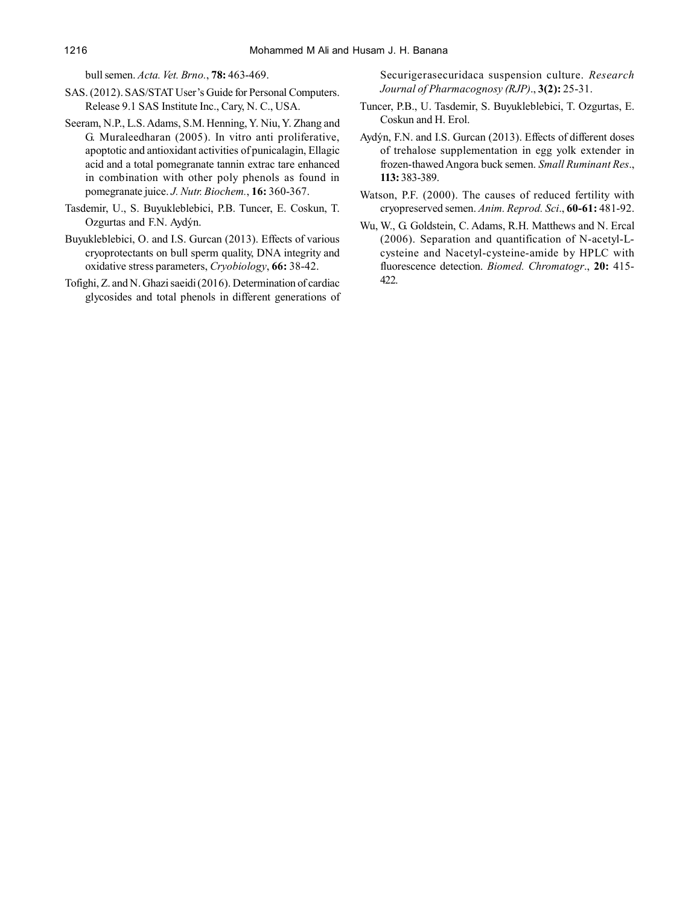bull semen. *Acta. Vet. Brno.*, **78:** 463-469.

SAS. (2012). SAS/STAT User's Guide for Personal Computers. Release 9.1 SAS Institute Inc., Cary, N. C., USA.

Seeram, N.P., L.S. Adams, S.M. Henning, Y. Niu, Y. Zhang and G. Muraleedharan (2005). In vitro anti proliferative, apoptotic and antioxidant activities of punicalagin, Ellagic acid and a total pomegranate tannin extrac tare enhanced in combination with other poly phenols as found in pomegranate juice. *J. Nutr. Biochem.*, **16:** 360-367.

Tasdemir, U., S. Buyukleblebici, P.B. Tuncer, E. Coskun, T. Ozgurtas and F.N. Aydýn.

Buyukleblebici, O. and I.S. Gurcan (2013). Effects of various cryoprotectants on bull sperm quality, DNA integrity and oxidative stress parameters, *Cryobiology*, **66:** 38-42.

Tofighi, Z. and N. Ghazi saeidi (2016). Determination of cardiac glycosides and total phenols in different generations of Securigerasecuridaca suspension culture. *Research Journal of Pharmacognosy (RJP)*., **3(2):** 25-31.

Tuncer, P.B., U. Tasdemir, S. Buyukleblebici, T. Ozgurtas, E. Coskun and H. Erol.

Aydýn, F.N. and I.S. Gurcan (2013). Effects of different doses of trehalose supplementation in egg yolk extender in frozen-thawed Angora buck semen. *Small Ruminant Res.*, **113:** 383-389.

Watson, P.F. (2000). The causes of reduced fertility with cryopreserved semen. *Anim. Reprod. Sci.*, **60-61:** 481-92.

Wu, W., G. Goldstein, C. Adams, R.H. Matthews and N. Ercal (2006). Separation and quantification of N-acetyl-L-cysteine and Nacetyl-cysteine-amide by HPLC with fluorescence detection. *Biomed. Chromatogr.*, **20:** 415-422.